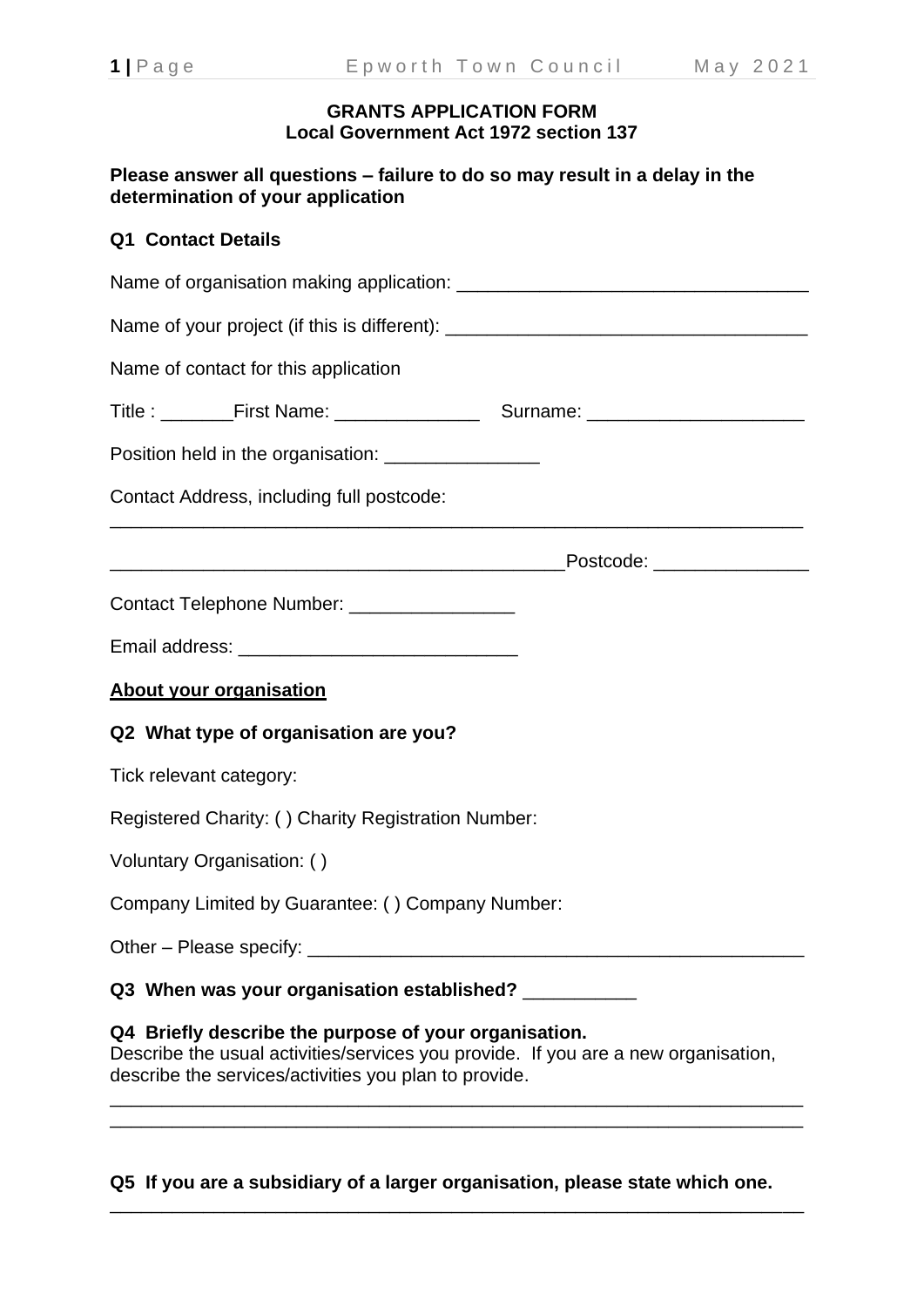**GRANTS APPLICATION FORM**
**Local Government Act 1972 section 137**

**Please answer all questions – failure to do so may result in a delay in the determination of your application**

**Q1 Contact Details**

Name of organisation making application: _________________________________

Name of your project (if this is different): __________________________________

Name of contact for this application

Title : _______First Name: ______________ Surname: _____________________

Position held in the organisation: _______________

Contact Address, including full postcode:

______________________________________________________________________

____________________________________________Postcode: _______________

Contact Telephone Number: ________________

Email address: ___________________________

**<u>About your organisation</u>**

**Q2 What type of organisation are you?**

Tick relevant category:

Registered Charity: ( ) Charity Registration Number:

Voluntary Organisation: ( )

Company Limited by Guarantee: ( ) Company Number:

Other – Please specify: ________________________________________________

**Q3 When was your organisation established?** ___________

**Q4 Briefly describe the purpose of your organisation.**
Describe the usual activities/services you provide. If you are a new organisation, describe the services/activities you plan to provide.

______________________________________________________________________
______________________________________________________________________

**Q5 If you are a subsidiary of a larger organisation, please state which one.**

______________________________________________________________________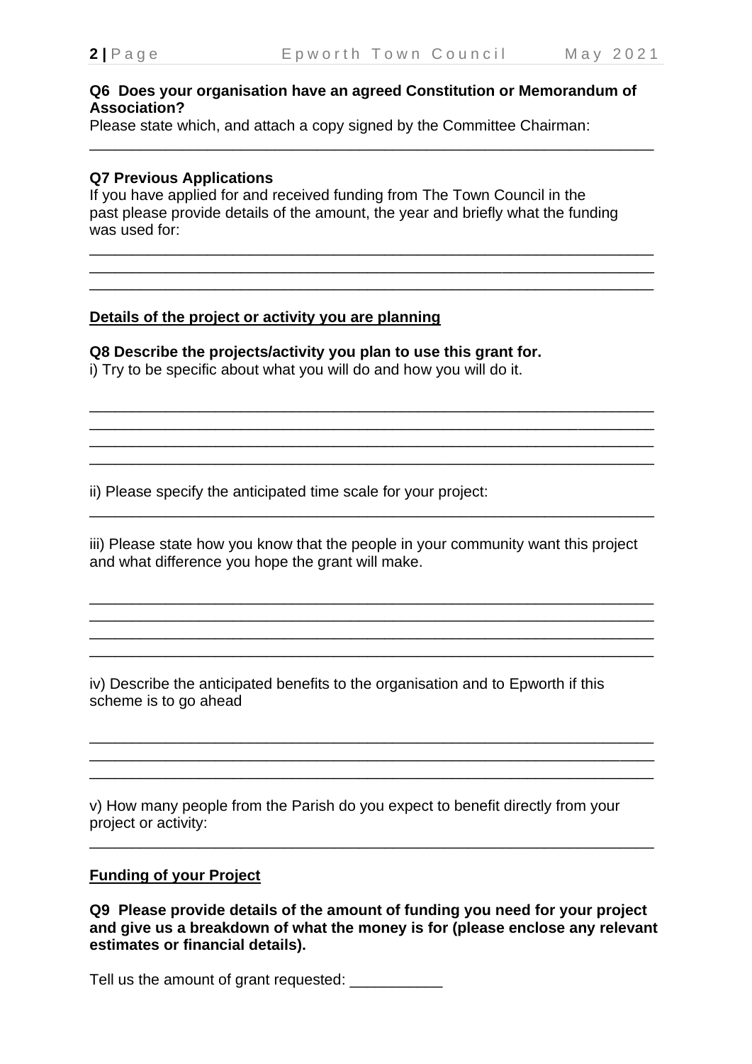**Q6 Does your organisation have an agreed Constitution or Memorandum of Association?**

Please state which, and attach a copy signed by the Committee Chairman:

___________________________________________________________________

**Q7 Previous Applications**

If you have applied for and received funding from The Town Council in the past please provide details of the amount, the year and briefly what the funding was used for:

___________________________________________________________________
___________________________________________________________________
___________________________________________________________________

**<u>Details of the project or activity you are planning</u>**

**Q8 Describe the projects/activity you plan to use this grant for.**

i) Try to be specific about what you will do and how you will do it.

___________________________________________________________________
___________________________________________________________________
___________________________________________________________________
___________________________________________________________________

ii) Please specify the anticipated time scale for your project:

___________________________________________________________________

iii) Please state how you know that the people in your community want this project and what difference you hope the grant will make.

___________________________________________________________________
___________________________________________________________________
___________________________________________________________________
___________________________________________________________________

iv) Describe the anticipated benefits to the organisation and to Epworth if this scheme is to go ahead

___________________________________________________________________
___________________________________________________________________
___________________________________________________________________

v) How many people from the Parish do you expect to benefit directly from your project or activity:

___________________________________________________________________

**<u>Funding of your Project</u>**

**Q9 Please provide details of the amount of funding you need for your project and give us a breakdown of what the money is for (please enclose any relevant estimates or financial details).**

Tell us the amount of grant requested: ___________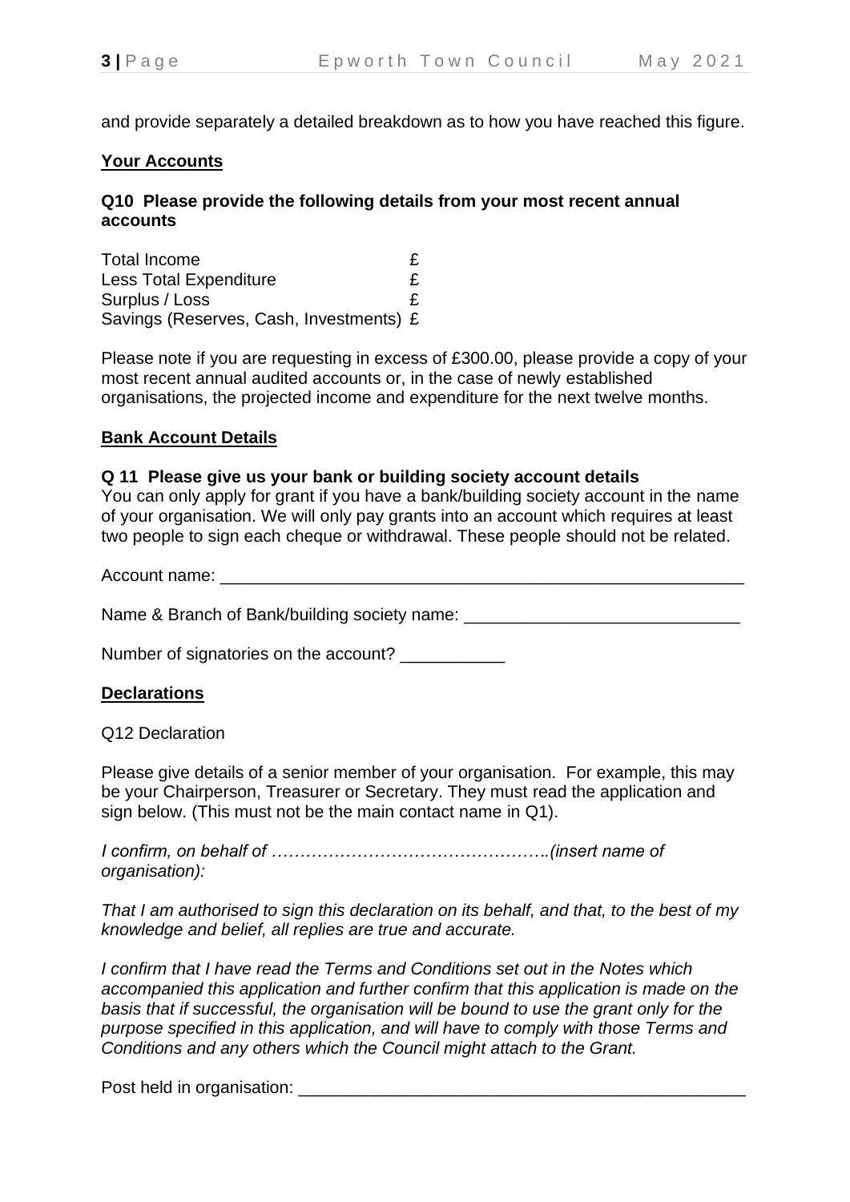and provide separately a detailed breakdown as to how you have reached this figure.

**Your Accounts**

**Q10 Please provide the following details from your most recent annual accounts**

| | |
|---|---|
| Total Income | £ |
| Less Total Expenditure | £ |
| Surplus / Loss | £ |
| Savings (Reserves, Cash, Investments) | £ |

Please note if you are requesting in excess of £300.00, please provide a copy of your most recent annual audited accounts or, in the case of newly established organisations, the projected income and expenditure for the next twelve months.

**Bank Account Details**

**Q 11 Please give us your bank or building society account details**
You can only apply for grant if you have a bank/building society account in the name of your organisation. We will only pay grants into an account which requires at least two people to sign each cheque or withdrawal. These people should not be related.

Account name: ___________________________________________________________

Name & Branch of Bank/building society name: _____________________________

Number of signatories on the account? ___________

**Declarations**

Q12 Declaration

Please give details of a senior member of your organisation. For example, this may be your Chairperson, Treasurer or Secretary. They must read the application and sign below. (This must not be the main contact name in Q1).

*I confirm, on behalf of …………………………………………..(insert name of organisation):*

*That I am authorised to sign this declaration on its behalf, and that, to the best of my knowledge and belief, all replies are true and accurate.*

*I confirm that I have read the Terms and Conditions set out in the Notes which accompanied this application and further confirm that this application is made on the basis that if successful, the organisation will be bound to use the grant only for the purpose specified in this application, and will have to comply with those Terms and Conditions and any others which the Council might attach to the Grant.*

Post held in organisation: ________________________________________________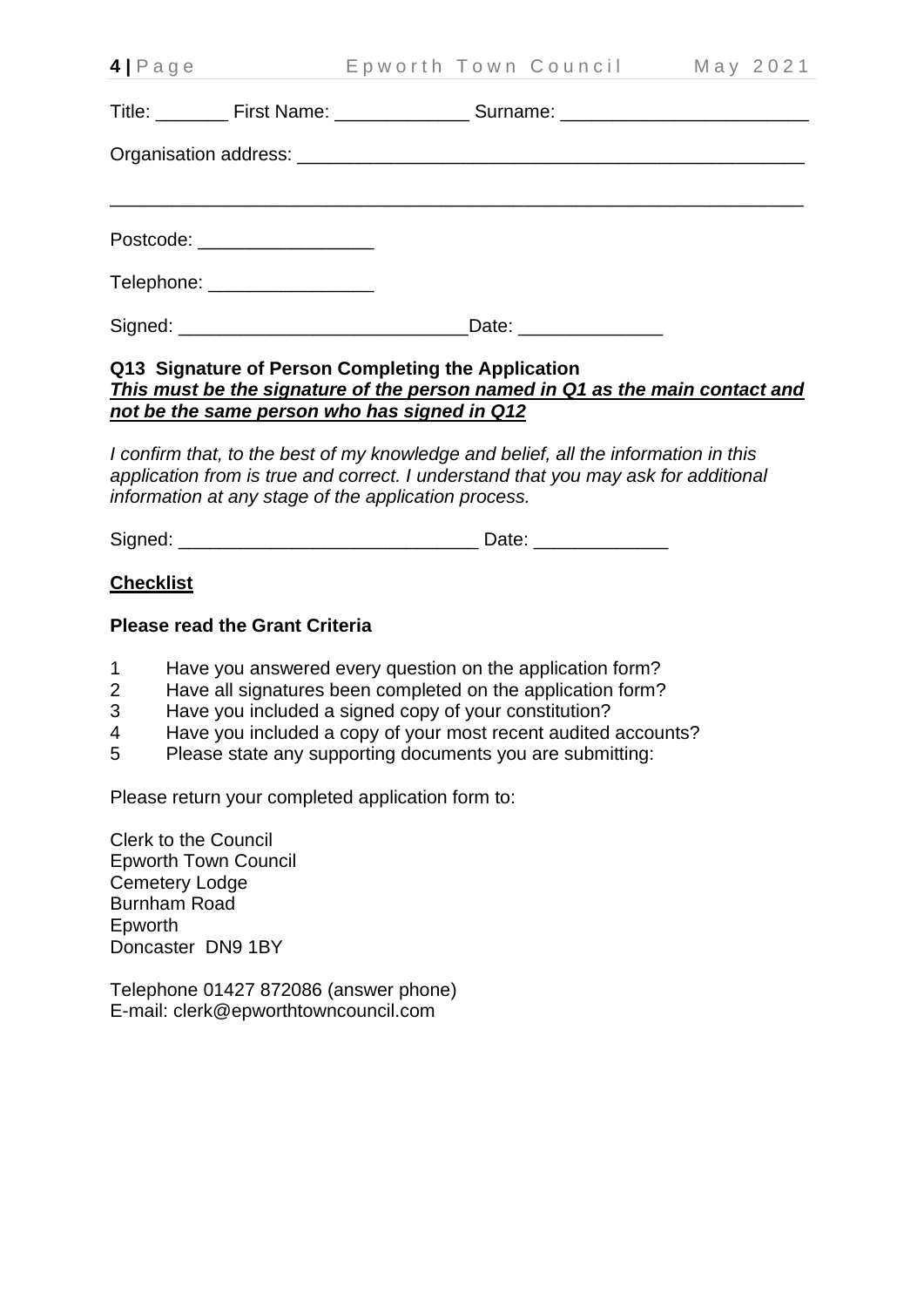Title: _______ First Name: _____________ Surname: ________________________

Organisation address: ___________________________________________________

______________________________________________________________________

Postcode: _________________

Telephone: ________________

Signed: ____________________________Date: ______________

**Q13 Signature of Person Completing the Application**
***This must be the signature of the person named in Q1 as the main contact and not be the same person who has signed in Q12***

*I confirm that, to the best of my knowledge and belief, all the information in this application from is true and correct. I understand that you may ask for additional information at any stage of the application process.*

Signed: _____________________________ Date: _____________

**Checklist**

**Please read the Grant Criteria**

1 Have you answered every question on the application form?
2 Have all signatures been completed on the application form?
3 Have you included a signed copy of your constitution?
4 Have you included a copy of your most recent audited accounts?
5 Please state any supporting documents you are submitting:

Please return your completed application form to:

Clerk to the Council
Epworth Town Council
Cemetery Lodge
Burnham Road
Epworth
Doncaster DN9 1BY

Telephone 01427 872086 (answer phone)
E-mail: clerk@epworthtowncouncil.com